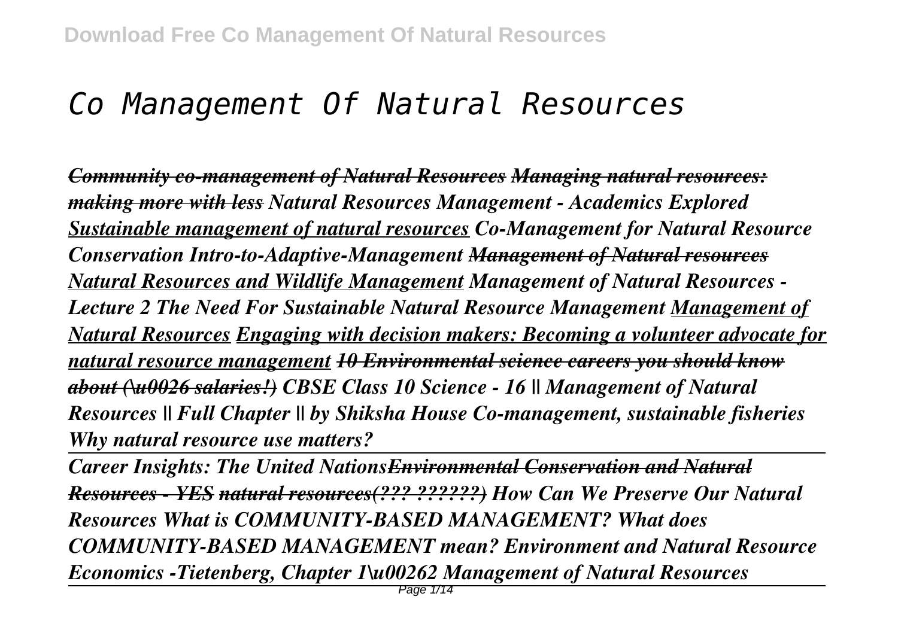# *Co Management Of Natural Resources*

***~~Community co-management of Natural Resources~~ ~~Managing natural resources: making more with less~~ Natural Resources Management - Academics Explored Sustainable management of natural resources Co-Management for Natural Resource Conservation Intro-to-Adaptive-Management ~~Management of Natural resources~~ Natural Resources and Wildlife Management Management of Natural Resources - Lecture 2 The Need For Sustainable Natural Resource Management Management of Natural Resources Engaging with decision makers: Becoming a volunteer advocate for natural resource management ~~10 Environmental science careers you should know about (\u0026 salaries!)~~ CBSE Class 10 Science - 16 || Management of Natural Resources || Full Chapter || by Shiksha House Co-management, sustainable fisheries Why natural resource use matters?***

***Career Insights: The United Nations~~Environmental Conservation and Natural Resources - YES~~ ~~natural resources(??? ??????)~~ How Can We Preserve Our Natural Resources What is COMMUNITY-BASED MANAGEMENT? What does COMMUNITY-BASED MANAGEMENT mean? Environment and Natural Resource Economics -Tietenberg, Chapter 1\u00262 Management of Natural Resources***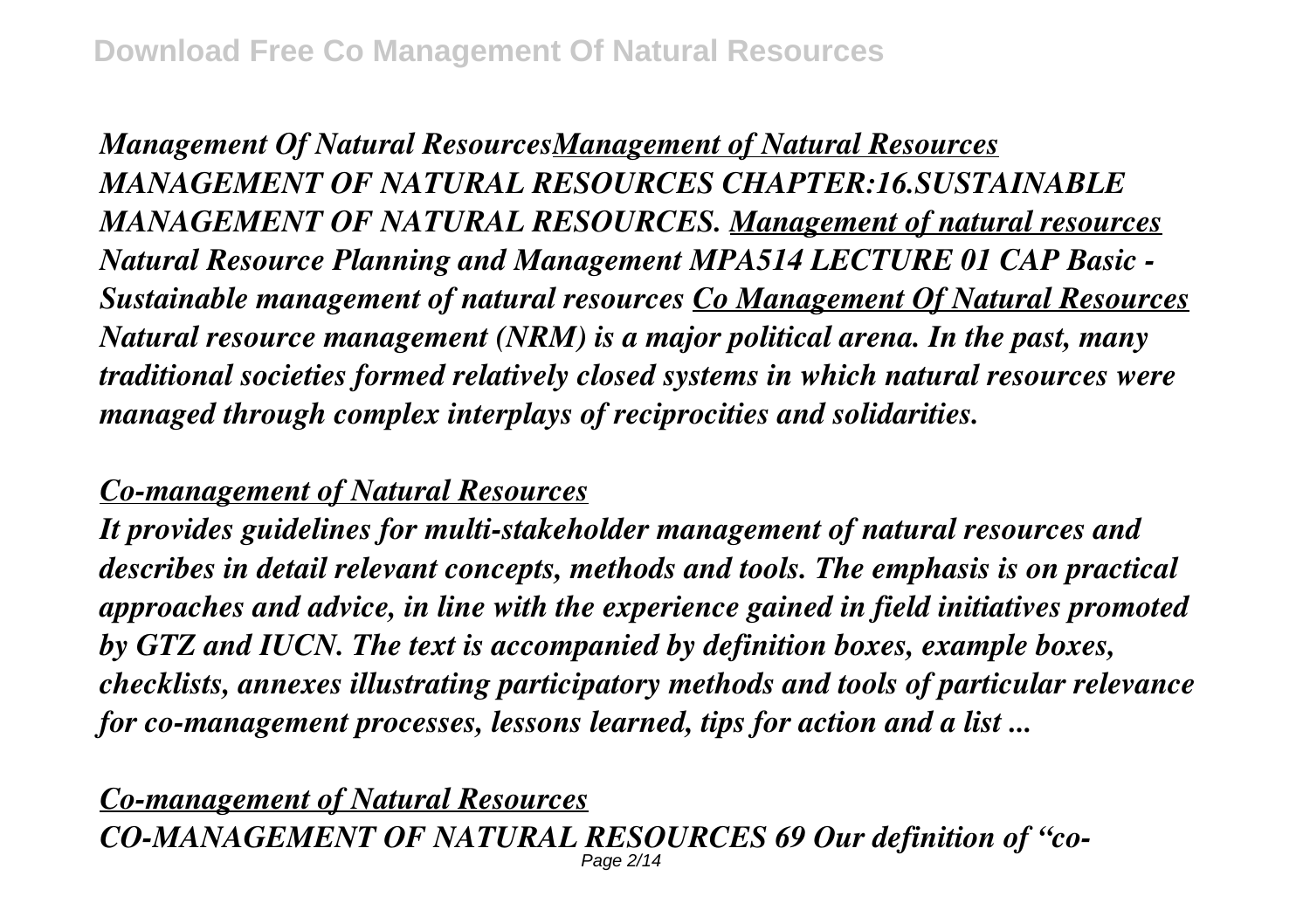***Management Of Natural Resources**__**Management of Natural Resources**__*
***MANAGEMENT OF NATURAL RESOURCES CHAPTER:16.SUSTAINABLE MANAGEMENT OF NATURAL RESOURCES.** __**Management of natural resources**__ **Natural Resource Planning and Management MPA514 LECTURE 01 CAP Basic - Sustainable management of natural resources** __**Co Management Of Natural Resources**__*
***Natural resource management (NRM) is a major political arena. In the past, many traditional societies formed relatively closed systems in which natural resources were managed through complex interplays of reciprocities and solidarities.***

## *__Co-management of Natural Resources__*

***It provides guidelines for multi-stakeholder management of natural resources and describes in detail relevant concepts, methods and tools. The emphasis is on practical approaches and advice, in line with the experience gained in field initiatives promoted by GTZ and IUCN. The text is accompanied by definition boxes, example boxes, checklists, annexes illustrating participatory methods and tools of particular relevance for co-management processes, lessons learned, tips for action and a list ...***

## *__Co-management of Natural Resources__*

***CO-MANAGEMENT OF NATURAL RESOURCES 69 Our definition of "co-***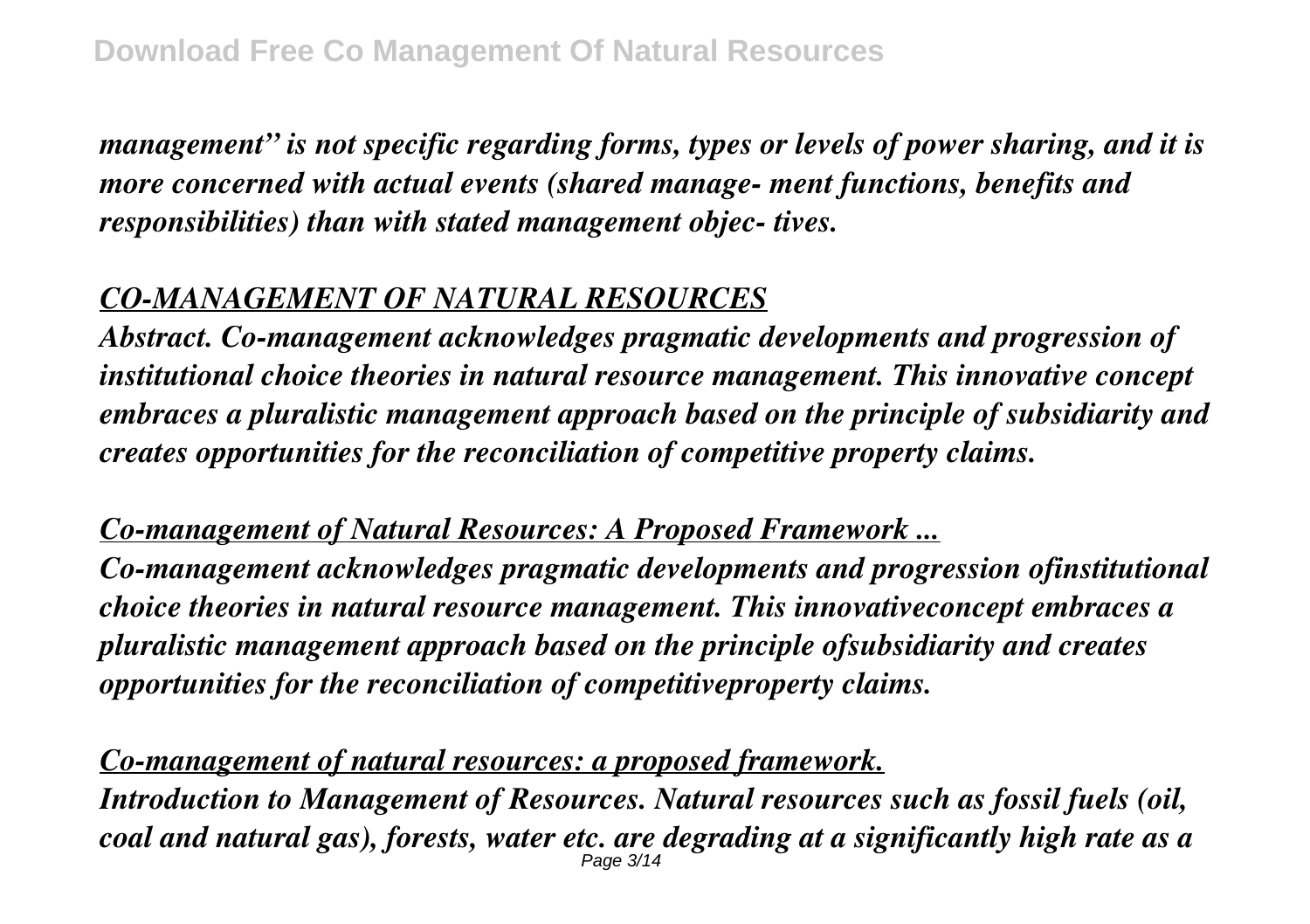*management" is not specific regarding forms, types or levels of power sharing, and it is more concerned with actual events (shared manage- ment functions, benefits and responsibilities) than with stated management objec- tives.*

## *CO-MANAGEMENT OF NATURAL RESOURCES*

*Abstract. Co-management acknowledges pragmatic developments and progression of institutional choice theories in natural resource management. This innovative concept embraces a pluralistic management approach based on the principle of subsidiarity and creates opportunities for the reconciliation of competitive property claims.*

## *Co-management of Natural Resources: A Proposed Framework ...*

*Co-management acknowledges pragmatic developments and progression ofinstitutional choice theories in natural resource management. This innovativeconcept embraces a pluralistic management approach based on the principle ofsubsidiarity and creates opportunities for the reconciliation of competitiveproperty claims.*

## *Co-management of natural resources: a proposed framework.*

*Introduction to Management of Resources. Natural resources such as fossil fuels (oil, coal and natural gas), forests, water etc. are degrading at a significantly high rate as a*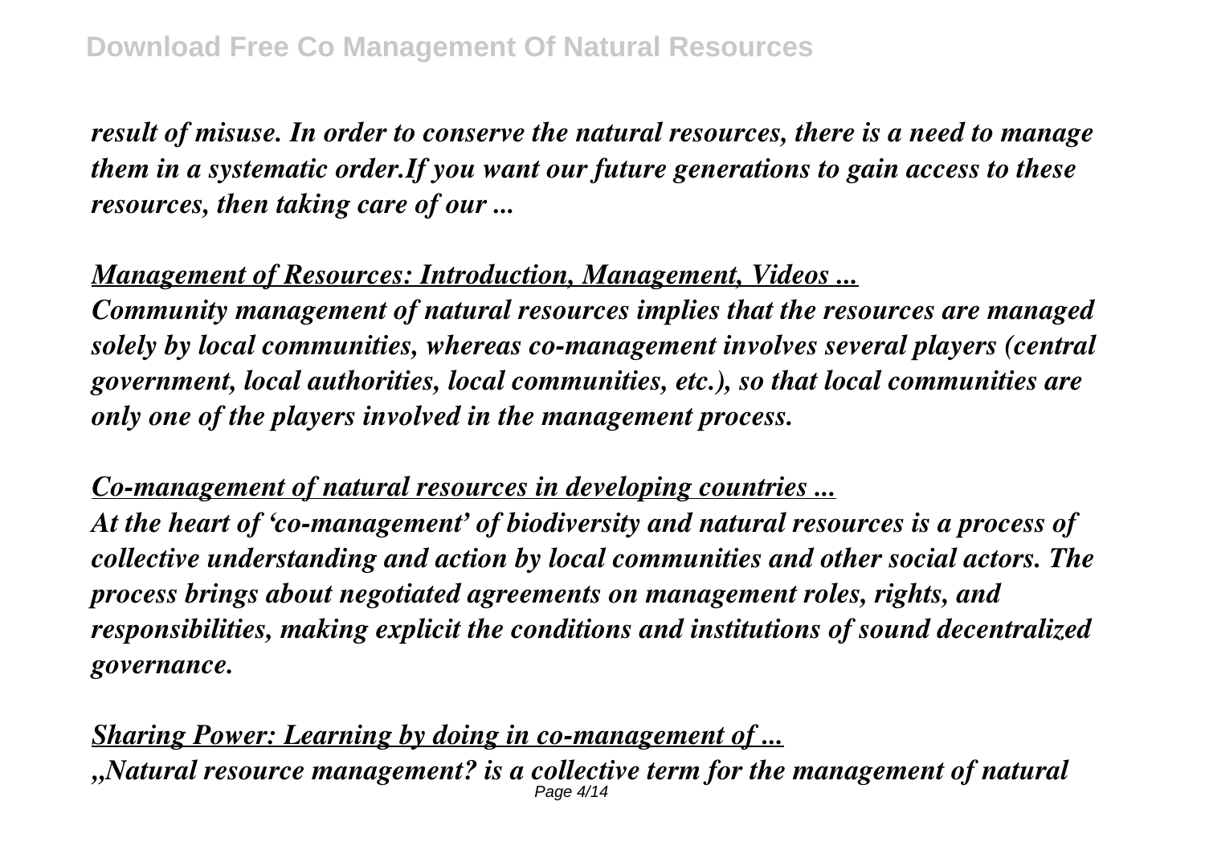*result of misuse. In order to conserve the natural resources, there is a need to manage them in a systematic order.If you want our future generations to gain access to these resources, then taking care of our ...*

***Management of Resources: Introduction, Management, Videos ...***

***Community management of natural resources implies that the resources are managed solely by local communities, whereas co-management involves several players (central government, local authorities, local communities, etc.), so that local communities are only one of the players involved in the management process.***

***Co-management of natural resources in developing countries ...***

***At the heart of 'co-management' of biodiversity and natural resources is a process of collective understanding and action by local communities and other social actors. The process brings about negotiated agreements on management roles, rights, and responsibilities, making explicit the conditions and institutions of sound decentralized governance.***

***Sharing Power: Learning by doing in co-management of ...***

***„Natural resource management? is a collective term for the management of natural***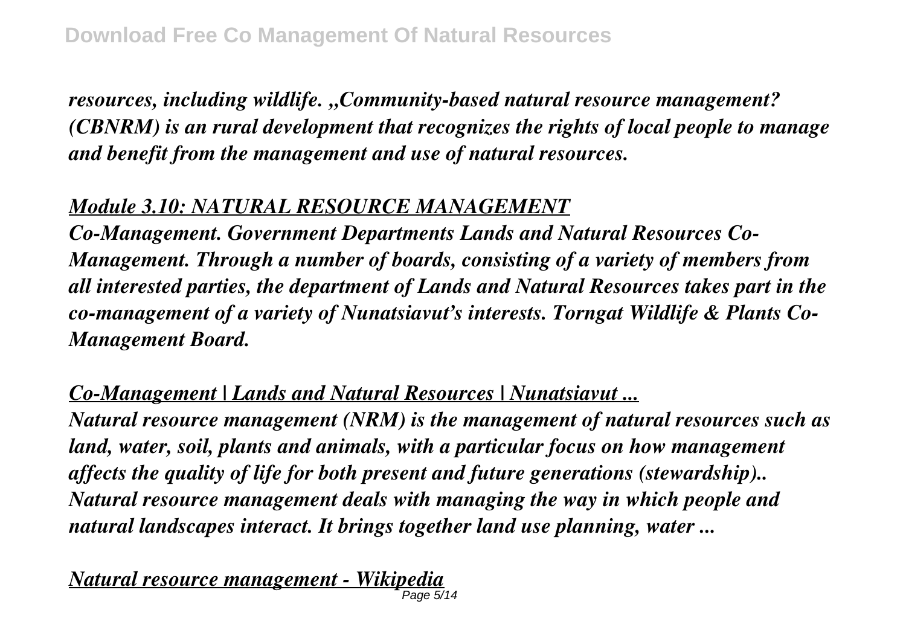*resources, including wildlife. „Community-based natural resource management? (CBNRM) is an rural development that recognizes the rights of local people to manage and benefit from the management and use of natural resources.*

## *Module 3.10: NATURAL RESOURCE MANAGEMENT*

*Co-Management. Government Departments Lands and Natural Resources Co-Management. Through a number of boards, consisting of a variety of members from all interested parties, the department of Lands and Natural Resources takes part in the co-management of a variety of Nunatsiavut's interests. Torngat Wildlife & Plants Co-Management Board.*

## *Co-Management | Lands and Natural Resources | Nunatsiavut ...*

*Natural resource management (NRM) is the management of natural resources such as land, water, soil, plants and animals, with a particular focus on how management affects the quality of life for both present and future generations (stewardship).. Natural resource management deals with managing the way in which people and natural landscapes interact. It brings together land use planning, water ...*

## *Natural resource management - Wikipedia*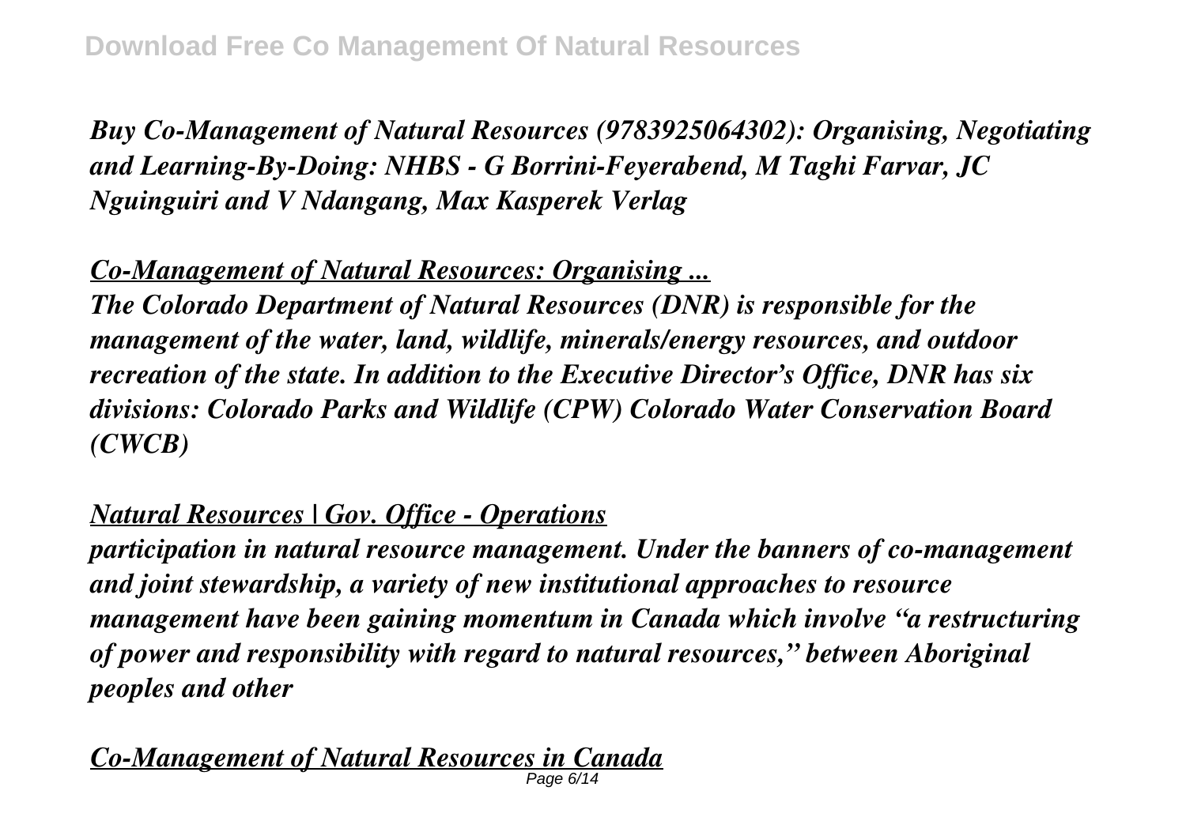*Buy Co-Management of Natural Resources (9783925064302): Organising, Negotiating and Learning-By-Doing: NHBS - G Borrini-Feyerabend, M Taghi Farvar, JC Nguinguiri and V Ndangang, Max Kasperek Verlag*

## *Co-Management of Natural Resources: Organising ...*

*The Colorado Department of Natural Resources (DNR) is responsible for the management of the water, land, wildlife, minerals/energy resources, and outdoor recreation of the state. In addition to the Executive Director's Office, DNR has six divisions: Colorado Parks and Wildlife (CPW) Colorado Water Conservation Board (CWCB)*

## *Natural Resources | Gov. Office - Operations*

*participation in natural resource management. Under the banners of co-management and joint stewardship, a variety of new institutional approaches to resource management have been gaining momentum in Canada which involve "a restructuring of power and responsibility with regard to natural resources," between Aboriginal peoples and other*

## *Co-Management of Natural Resources in Canada*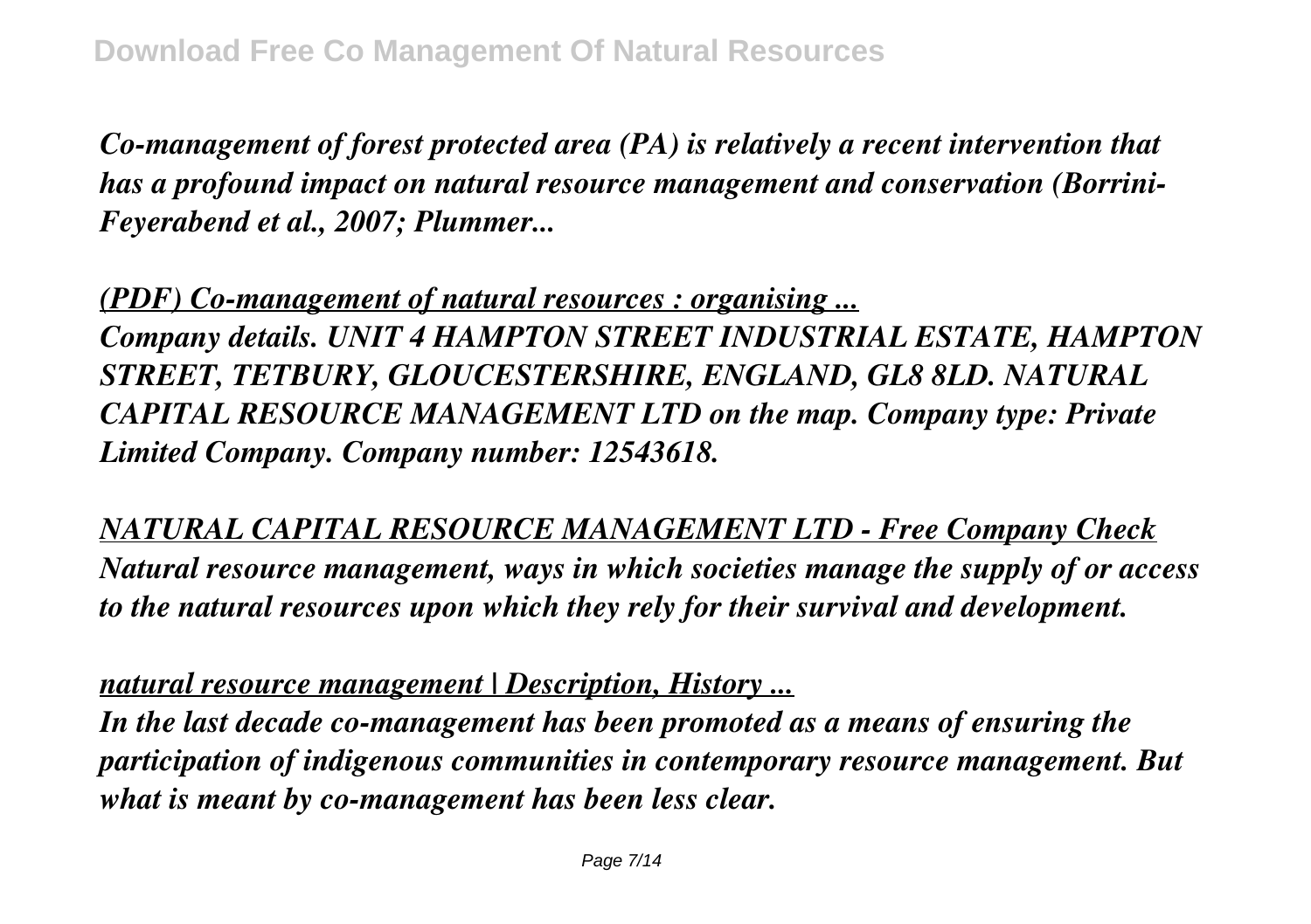*Co-management of forest protected area (PA) is relatively a recent intervention that has a profound impact on natural resource management and conservation (Borrini-Feyerabend et al., 2007; Plummer...*

***(PDF) Co-management of natural resources : organising ...***

*Company details. UNIT 4 HAMPTON STREET INDUSTRIAL ESTATE, HAMPTON STREET, TETBURY, GLOUCESTERSHIRE, ENGLAND, GL8 8LD. NATURAL CAPITAL RESOURCE MANAGEMENT LTD on the map. Company type: Private Limited Company. Company number: 12543618.*

***NATURAL CAPITAL RESOURCE MANAGEMENT LTD - Free Company Check***

*Natural resource management, ways in which societies manage the supply of or access to the natural resources upon which they rely for their survival and development.*

***natural resource management | Description, History ...***

*In the last decade co-management has been promoted as a means of ensuring the participation of indigenous communities in contemporary resource management. But what is meant by co-management has been less clear.*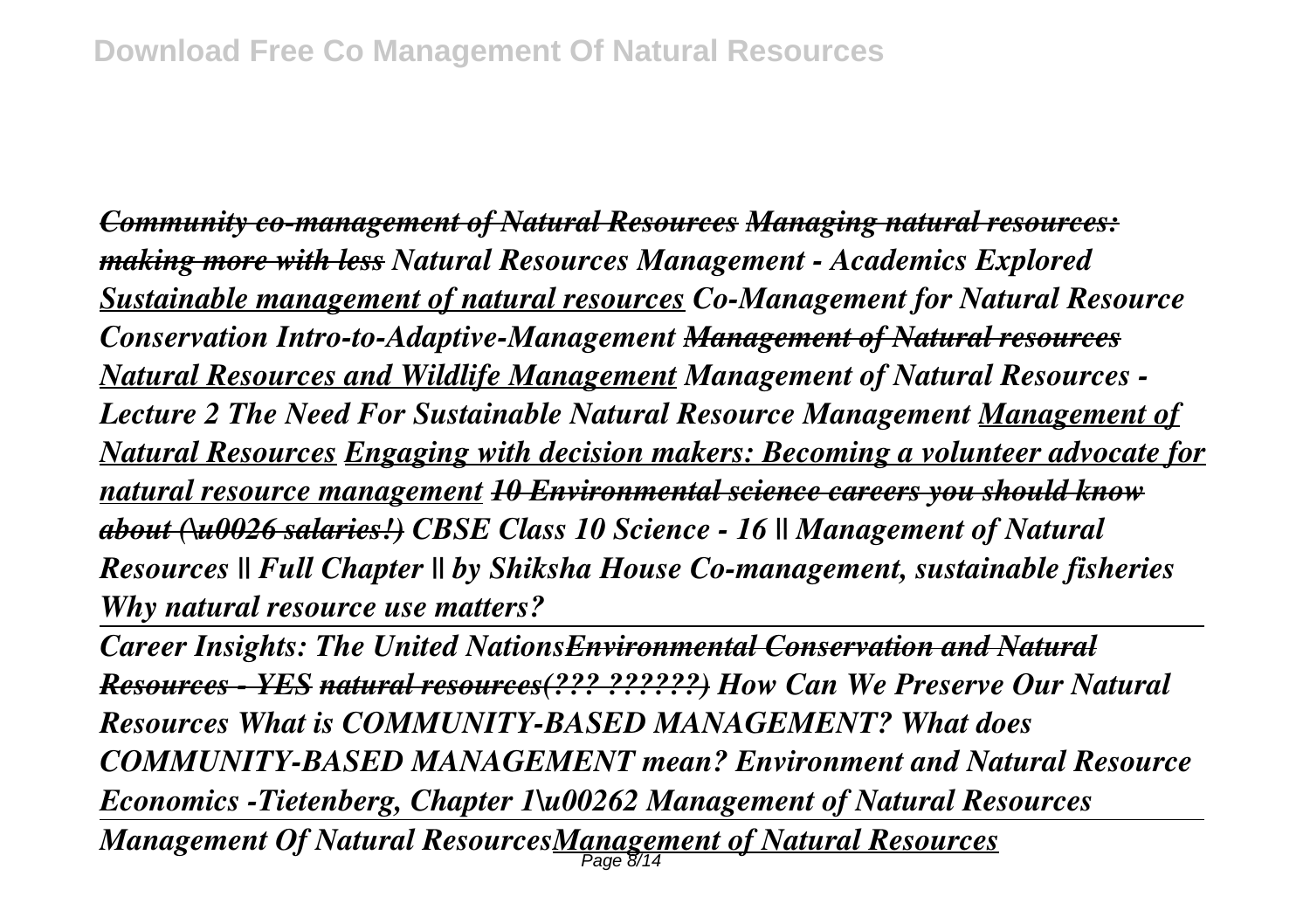*Community co-management of Natural Resources Managing natural resources: making more with less Natural Resources Management - Academics Explored Sustainable management of natural resources Co-Management for Natural Resource Conservation Intro-to-Adaptive-Management Management of Natural resources Natural Resources and Wildlife Management Management of Natural Resources - Lecture 2 The Need For Sustainable Natural Resource Management Management of Natural Resources Engaging with decision makers: Becoming a volunteer advocate for natural resource management 10 Environmental science careers you should know about (\u0026 salaries!) CBSE Class 10 Science - 16 || Management of Natural Resources || Full Chapter || by Shiksha House Co-management, sustainable fisheries Why natural resource use matters?*

---

*Career Insights: The United NationsEnvironmental Conservation and Natural Resources - YES natural resources(??? ??????) How Can We Preserve Our Natural Resources What is COMMUNITY-BASED MANAGEMENT? What does COMMUNITY-BASED MANAGEMENT mean? Environment and Natural Resource Economics -Tietenberg, Chapter 1\u00262 Management of Natural Resources*

---

*Management Of Natural ResourcesManagement of Natural Resources*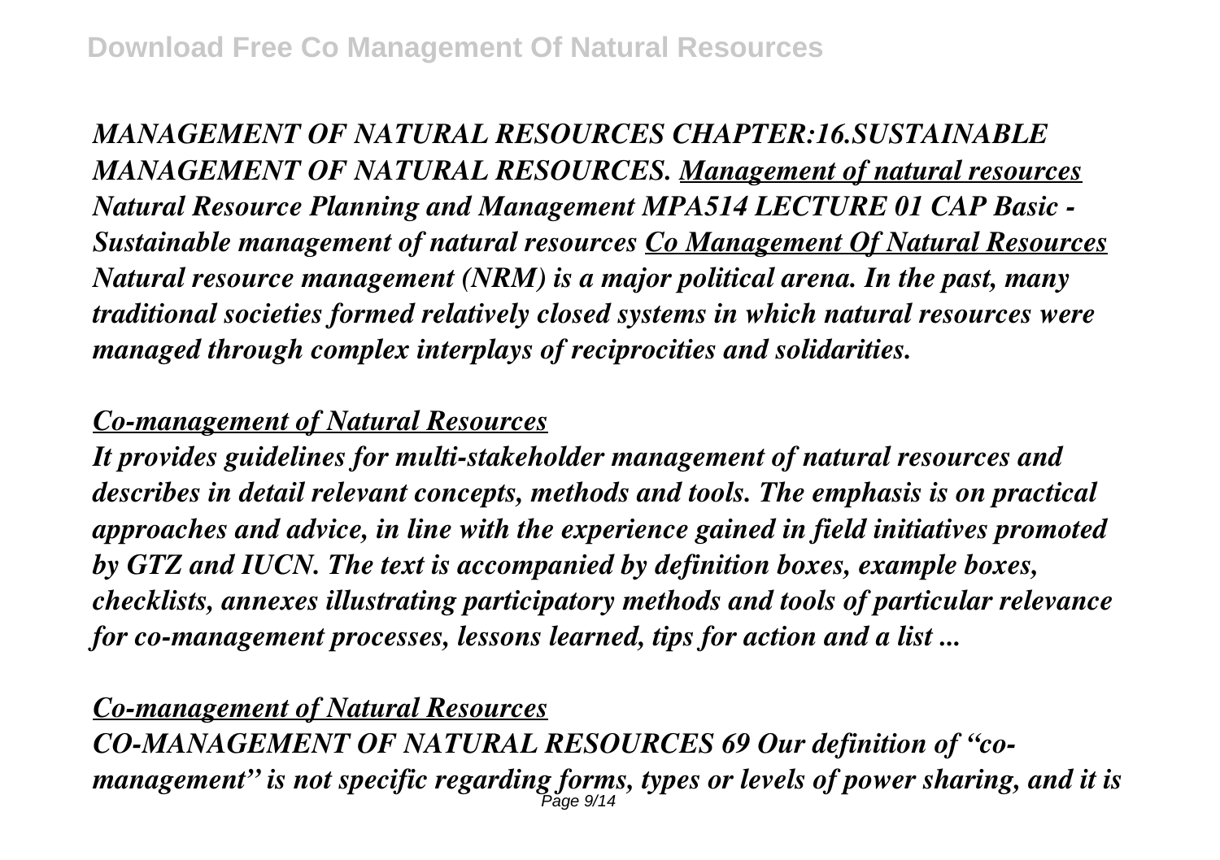*MANAGEMENT OF NATURAL RESOURCES CHAPTER:16.SUSTAINABLE MANAGEMENT OF NATURAL RESOURCES.* ***Management of natural resources*** *Natural Resource Planning and Management MPA514 LECTURE 01 CAP Basic - Sustainable management of natural resources* ***Co Management Of Natural Resources*** *Natural resource management (NRM) is a major political arena. In the past, many traditional societies formed relatively closed systems in which natural resources were managed through complex interplays of reciprocities and solidarities.*

## *Co-management of Natural Resources*

*It provides guidelines for multi-stakeholder management of natural resources and describes in detail relevant concepts, methods and tools. The emphasis is on practical approaches and advice, in line with the experience gained in field initiatives promoted by GTZ and IUCN. The text is accompanied by definition boxes, example boxes, checklists, annexes illustrating participatory methods and tools of particular relevance for co-management processes, lessons learned, tips for action and a list ...*

## *Co-management of Natural Resources*

*CO-MANAGEMENT OF NATURAL RESOURCES 69 Our definition of "co-management" is not specific regarding forms, types or levels of power sharing, and it is*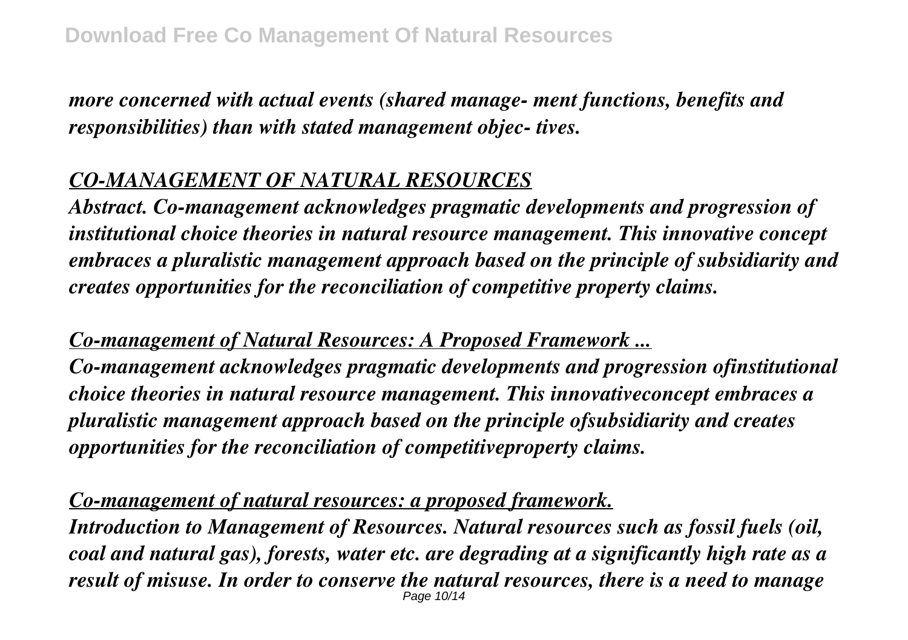*more concerned with actual events (shared manage- ment functions, benefits and responsibilities) than with stated management objec- tives.*

## *CO-MANAGEMENT OF NATURAL RESOURCES*

*Abstract. Co-management acknowledges pragmatic developments and progression of institutional choice theories in natural resource management. This innovative concept embraces a pluralistic management approach based on the principle of subsidiarity and creates opportunities for the reconciliation of competitive property claims.*

## *Co-management of Natural Resources: A Proposed Framework ...*

*Co-management acknowledges pragmatic developments and progression ofinstitutional choice theories in natural resource management. This innovativeconcept embraces a pluralistic management approach based on the principle ofsubsidiarity and creates opportunities for the reconciliation of competitiveproperty claims.*

## *Co-management of natural resources: a proposed framework.*

*Introduction to Management of Resources. Natural resources such as fossil fuels (oil, coal and natural gas), forests, water etc. are degrading at a significantly high rate as a result of misuse. In order to conserve the natural resources, there is a need to manage*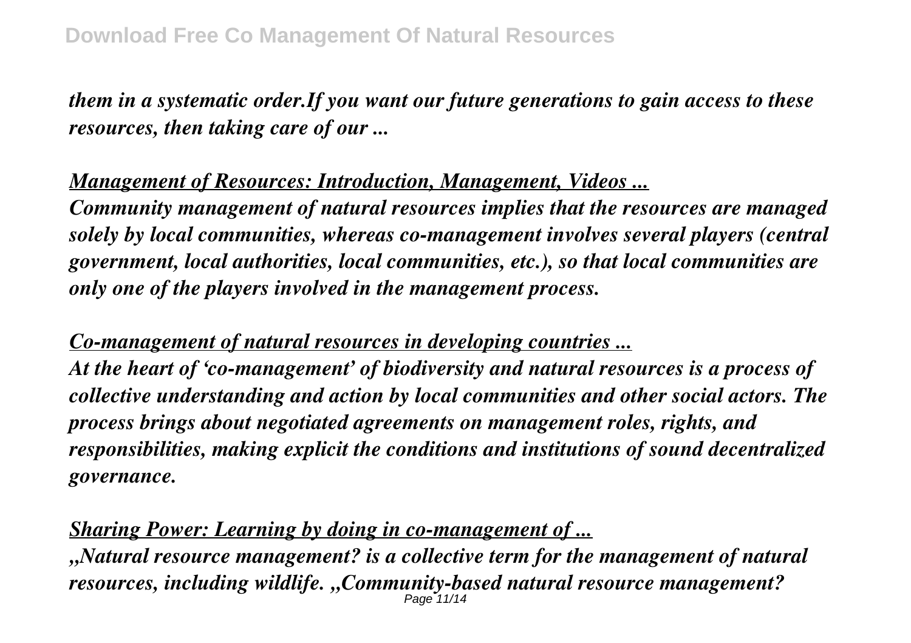*them in a systematic order.If you want our future generations to gain access to these resources, then taking care of our ...*

***Management of Resources: Introduction, Management, Videos ...***

***Community management of natural resources implies that the resources are managed solely by local communities, whereas co-management involves several players (central government, local authorities, local communities, etc.), so that local communities are only one of the players involved in the management process.***

***Co-management of natural resources in developing countries ...***

***At the heart of 'co-management' of biodiversity and natural resources is a process of collective understanding and action by local communities and other social actors. The process brings about negotiated agreements on management roles, rights, and responsibilities, making explicit the conditions and institutions of sound decentralized governance.***

***Sharing Power: Learning by doing in co-management of ...***

***„Natural resource management? is a collective term for the management of natural resources, including wildlife. „Community-based natural resource management?***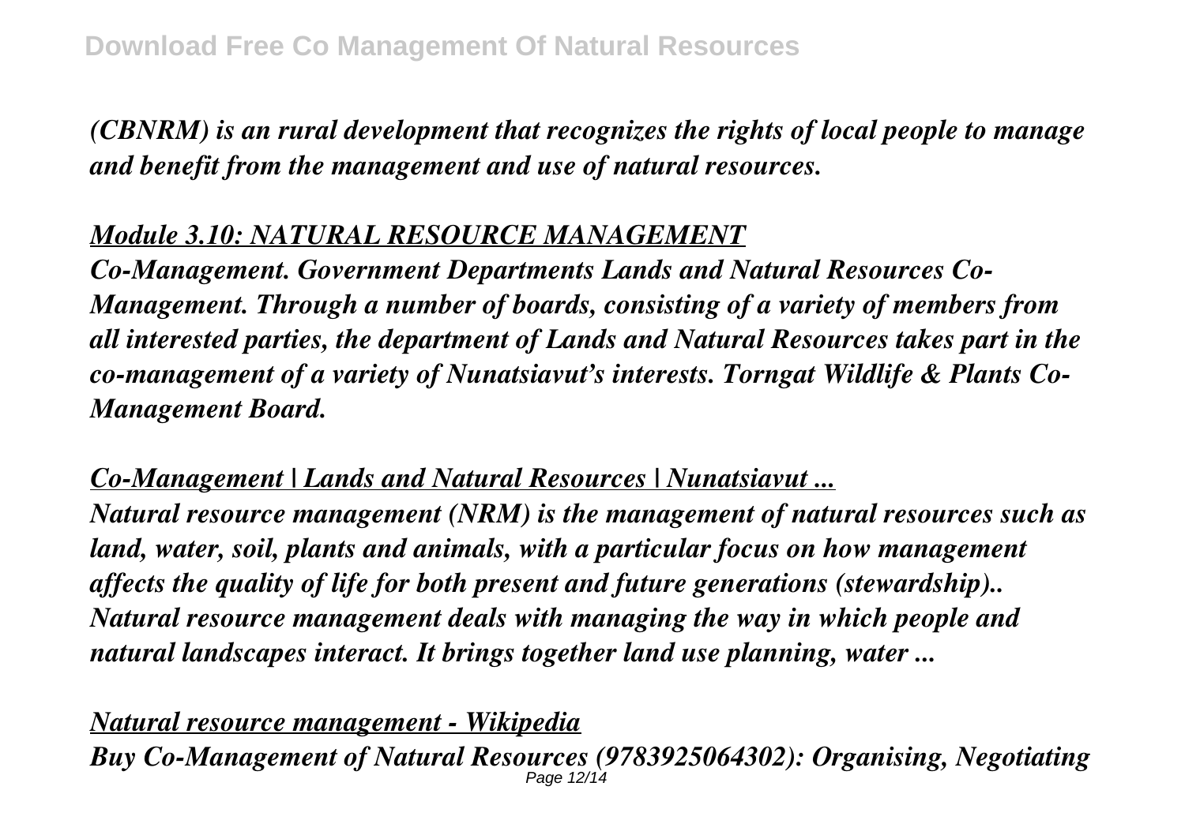*(CBNRM) is an rural development that recognizes the rights of local people to manage and benefit from the management and use of natural resources.*

*Module 3.10: NATURAL RESOURCE MANAGEMENT*

*Co-Management. Government Departments Lands and Natural Resources Co-Management. Through a number of boards, consisting of a variety of members from all interested parties, the department of Lands and Natural Resources takes part in the co-management of a variety of Nunatsiavut's interests. Torngat Wildlife & Plants Co-Management Board.*

*Co-Management | Lands and Natural Resources | Nunatsiavut ...*

*Natural resource management (NRM) is the management of natural resources such as land, water, soil, plants and animals, with a particular focus on how management affects the quality of life for both present and future generations (stewardship).. Natural resource management deals with managing the way in which people and natural landscapes interact. It brings together land use planning, water ...*

*Natural resource management - Wikipedia*

*Buy Co-Management of Natural Resources (9783925064302): Organising, Negotiating*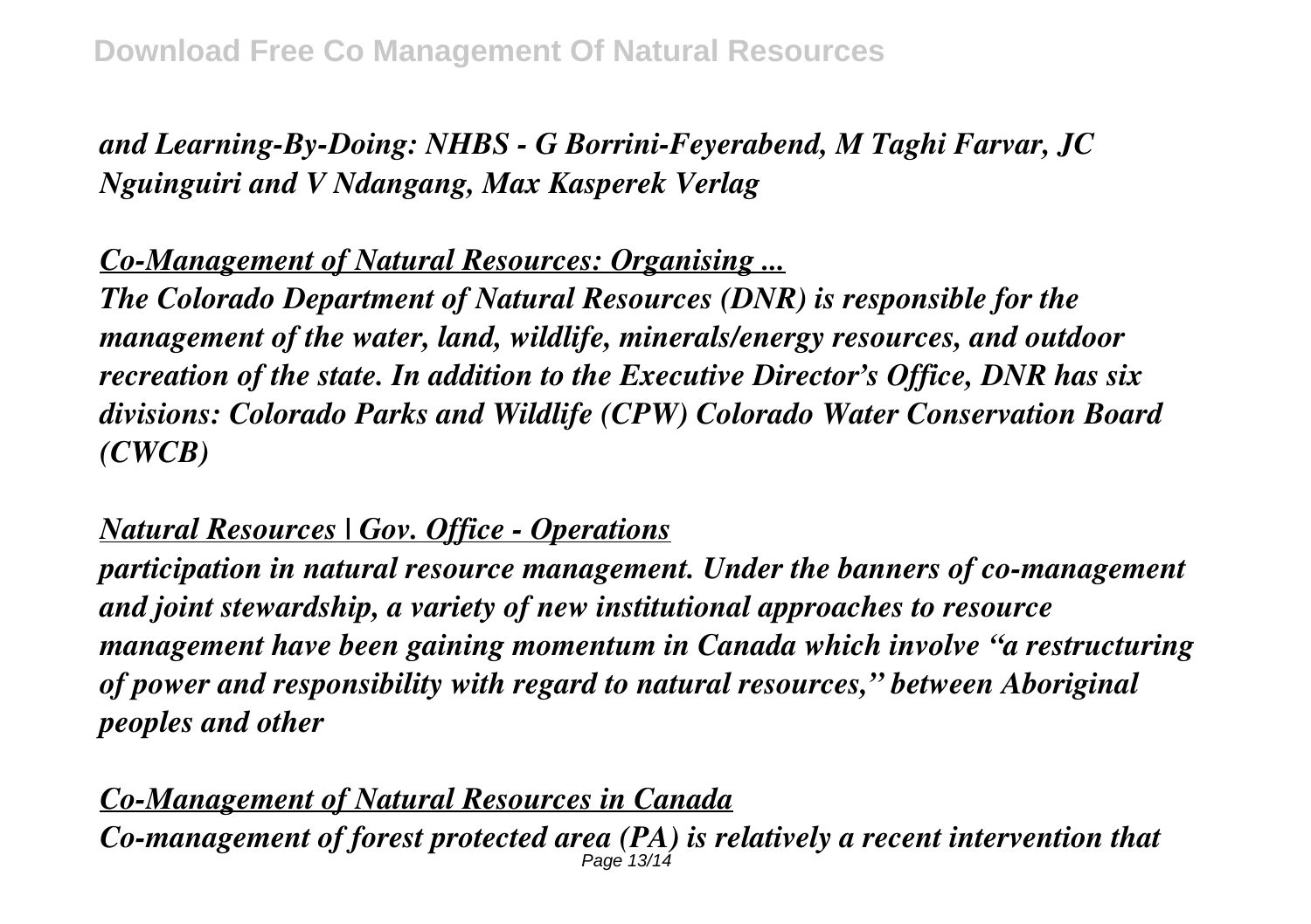*and Learning-By-Doing: NHBS - G Borrini-Feyerabend, M Taghi Farvar, JC Nguinguiri and V Ndangang, Max Kasperek Verlag*

*Co-Management of Natural Resources: Organising ...*

*The Colorado Department of Natural Resources (DNR) is responsible for the management of the water, land, wildlife, minerals/energy resources, and outdoor recreation of the state. In addition to the Executive Director's Office, DNR has six divisions: Colorado Parks and Wildlife (CPW) Colorado Water Conservation Board (CWCB)*

*Natural Resources | Gov. Office - Operations*

*participation in natural resource management. Under the banners of co-management and joint stewardship, a variety of new institutional approaches to resource management have been gaining momentum in Canada which involve "a restructuring of power and responsibility with regard to natural resources," between Aboriginal peoples and other*

*Co-Management of Natural Resources in Canada*

*Co-management of forest protected area (PA) is relatively a recent intervention that*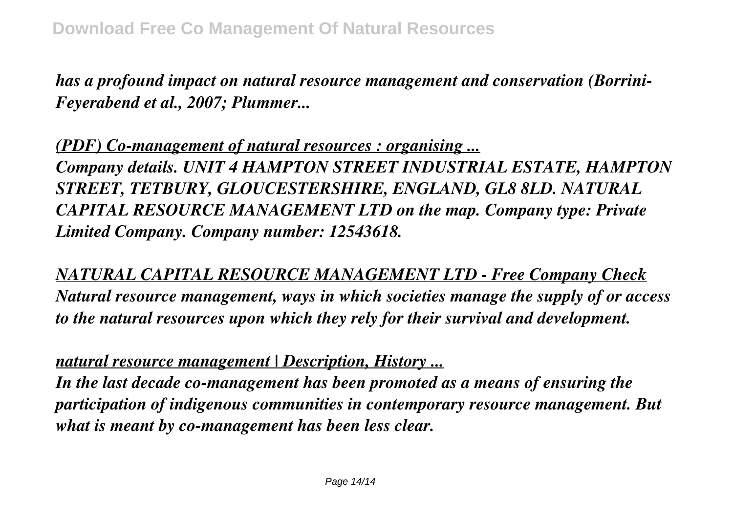*has a profound impact on natural resource management and conservation (Borrini-Feyerabend et al., 2007; Plummer...*

***(PDF) Co-management of natural resources : organising ...***

***Company details. UNIT 4 HAMPTON STREET INDUSTRIAL ESTATE, HAMPTON STREET, TETBURY, GLOUCESTERSHIRE, ENGLAND, GL8 8LD. NATURAL CAPITAL RESOURCE MANAGEMENT LTD on the map. Company type: Private Limited Company. Company number: 12543618.***

***NATURAL CAPITAL RESOURCE MANAGEMENT LTD - Free Company Check***

***Natural resource management, ways in which societies manage the supply of or access to the natural resources upon which they rely for their survival and development.***

***natural resource management | Description, History ...***

***In the last decade co-management has been promoted as a means of ensuring the participation of indigenous communities in contemporary resource management. But what is meant by co-management has been less clear.***